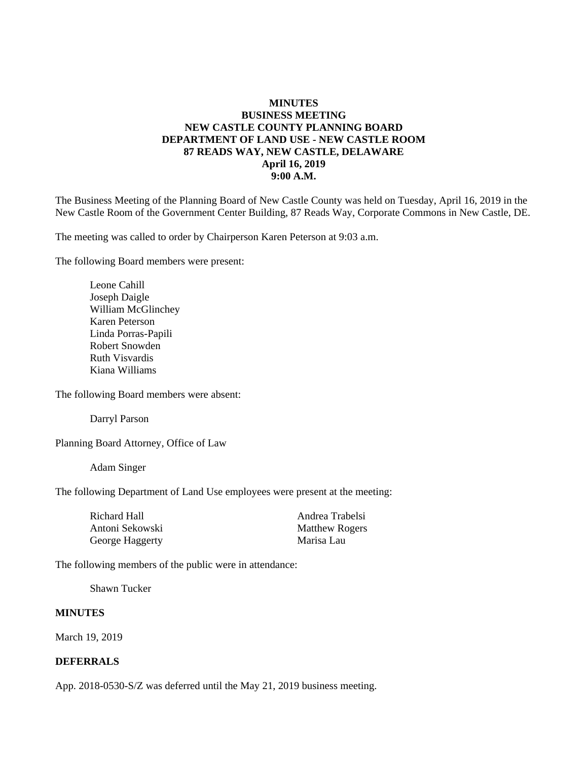**MINUTES**
**BUSINESS MEETING**
**NEW CASTLE COUNTY PLANNING BOARD**
**DEPARTMENT OF LAND USE - NEW CASTLE ROOM**
**87 READS WAY, NEW CASTLE, DELAWARE**
**April 16, 2019**
**9:00 A.M.**

The Business Meeting of the Planning Board of New Castle County was held on Tuesday, April 16, 2019 in the New Castle Room of the Government Center Building, 87 Reads Way, Corporate Commons in New Castle, DE.

The meeting was called to order by Chairperson Karen Peterson at 9:03 a.m.

The following Board members were present:

Leone Cahill
Joseph Daigle
William McGlinchey
Karen Peterson
Linda Porras-Papili
Robert Snowden
Ruth Visvardis
Kiana Williams

The following Board members were absent:

Darryl Parson

Planning Board Attorney, Office of Law

Adam Singer

The following Department of Land Use employees were present at the meeting:

Richard Hall
Antoni Sekowski
George Haggerty
Andrea Trabelsi
Matthew Rogers
Marisa Lau

The following members of the public were in attendance:

Shawn Tucker

**MINUTES**

March 19, 2019

**DEFERRALS**

App. 2018-0530-S/Z was deferred until the May 21, 2019 business meeting.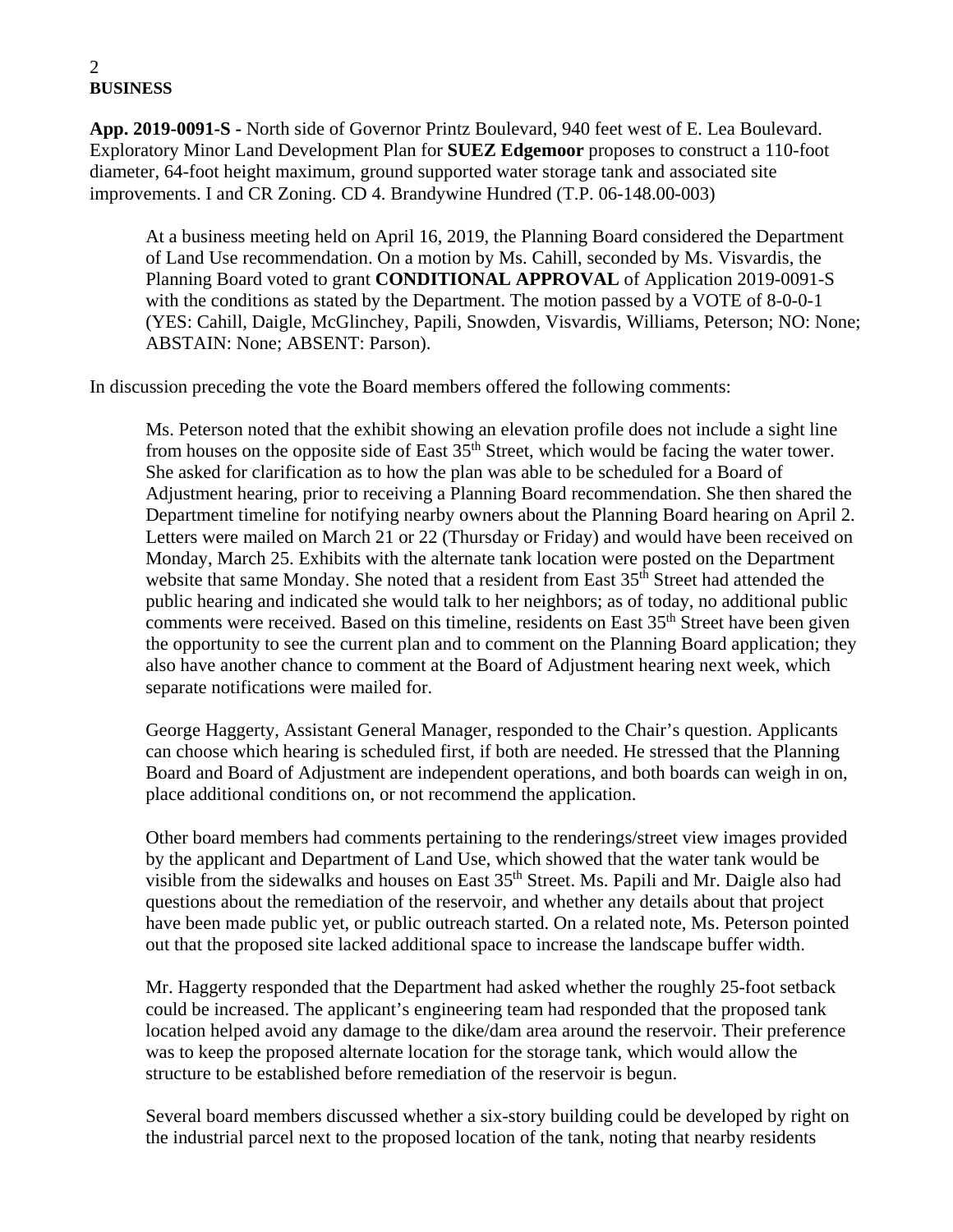**BUSINESS**

**App. 2019-0091-S -** North side of Governor Printz Boulevard, 940 feet west of E. Lea Boulevard. Exploratory Minor Land Development Plan for **SUEZ Edgemoor** proposes to construct a 110-foot diameter, 64-foot height maximum, ground supported water storage tank and associated site improvements. I and CR Zoning. CD 4. Brandywine Hundred (T.P. 06-148.00-003)

At a business meeting held on April 16, 2019, the Planning Board considered the Department of Land Use recommendation. On a motion by Ms. Cahill, seconded by Ms. Visvardis, the Planning Board voted to grant **CONDITIONAL APPROVAL** of Application 2019-0091-S with the conditions as stated by the Department. The motion passed by a VOTE of 8-0-0-1 (YES: Cahill, Daigle, McGlinchey, Papili, Snowden, Visvardis, Williams, Peterson; NO: None; ABSTAIN: None; ABSENT: Parson).

In discussion preceding the vote the Board members offered the following comments:

Ms. Peterson noted that the exhibit showing an elevation profile does not include a sight line from houses on the opposite side of East 35th Street, which would be facing the water tower. She asked for clarification as to how the plan was able to be scheduled for a Board of Adjustment hearing, prior to receiving a Planning Board recommendation. She then shared the Department timeline for notifying nearby owners about the Planning Board hearing on April 2. Letters were mailed on March 21 or 22 (Thursday or Friday) and would have been received on Monday, March 25. Exhibits with the alternate tank location were posted on the Department website that same Monday. She noted that a resident from East 35th Street had attended the public hearing and indicated she would talk to her neighbors; as of today, no additional public comments were received. Based on this timeline, residents on East 35th Street have been given the opportunity to see the current plan and to comment on the Planning Board application; they also have another chance to comment at the Board of Adjustment hearing next week, which separate notifications were mailed for.

George Haggerty, Assistant General Manager, responded to the Chair's question. Applicants can choose which hearing is scheduled first, if both are needed. He stressed that the Planning Board and Board of Adjustment are independent operations, and both boards can weigh in on, place additional conditions on, or not recommend the application.

Other board members had comments pertaining to the renderings/street view images provided by the applicant and Department of Land Use, which showed that the water tank would be visible from the sidewalks and houses on East 35th Street. Ms. Papili and Mr. Daigle also had questions about the remediation of the reservoir, and whether any details about that project have been made public yet, or public outreach started. On a related note, Ms. Peterson pointed out that the proposed site lacked additional space to increase the landscape buffer width.

Mr. Haggerty responded that the Department had asked whether the roughly 25-foot setback could be increased. The applicant's engineering team had responded that the proposed tank location helped avoid any damage to the dike/dam area around the reservoir. Their preference was to keep the proposed alternate location for the storage tank, which would allow the structure to be established before remediation of the reservoir is begun.

Several board members discussed whether a six-story building could be developed by right on the industrial parcel next to the proposed location of the tank, noting that nearby residents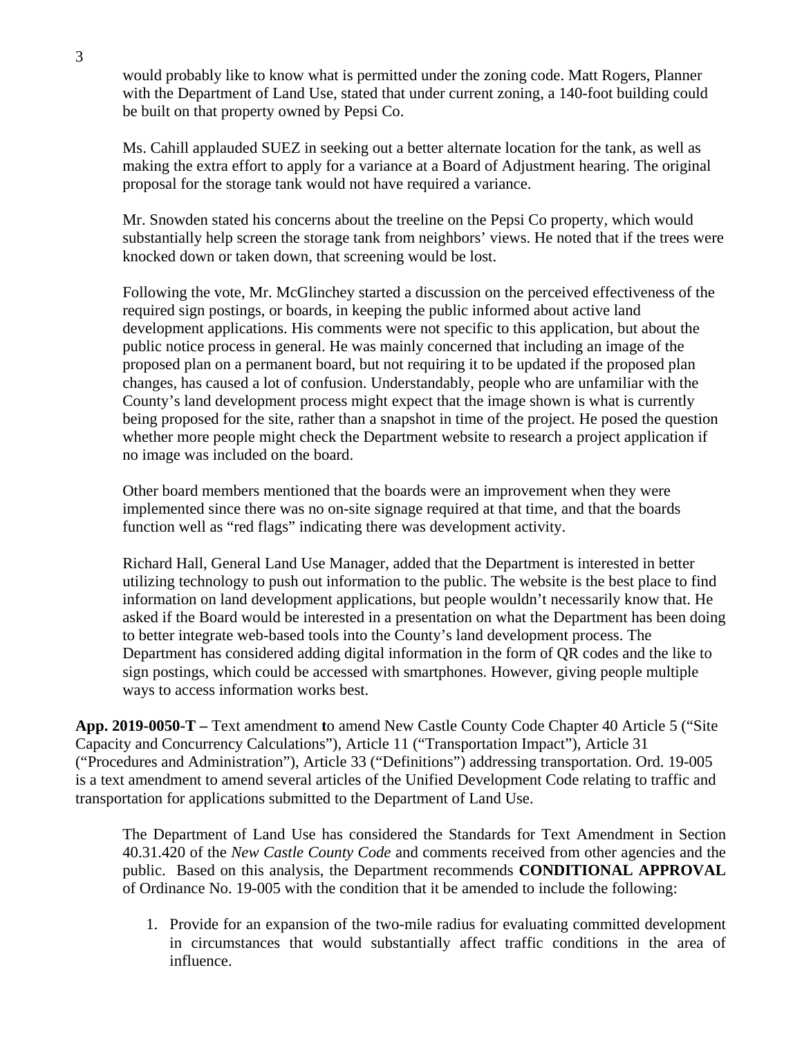would probably like to know what is permitted under the zoning code. Matt Rogers, Planner with the Department of Land Use, stated that under current zoning, a 140-foot building could be built on that property owned by Pepsi Co.

Ms. Cahill applauded SUEZ in seeking out a better alternate location for the tank, as well as making the extra effort to apply for a variance at a Board of Adjustment hearing. The original proposal for the storage tank would not have required a variance.

Mr. Snowden stated his concerns about the treeline on the Pepsi Co property, which would substantially help screen the storage tank from neighbors' views. He noted that if the trees were knocked down or taken down, that screening would be lost.

Following the vote, Mr. McGlinchey started a discussion on the perceived effectiveness of the required sign postings, or boards, in keeping the public informed about active land development applications. His comments were not specific to this application, but about the public notice process in general. He was mainly concerned that including an image of the proposed plan on a permanent board, but not requiring it to be updated if the proposed plan changes, has caused a lot of confusion. Understandably, people who are unfamiliar with the County's land development process might expect that the image shown is what is currently being proposed for the site, rather than a snapshot in time of the project. He posed the question whether more people might check the Department website to research a project application if no image was included on the board.

Other board members mentioned that the boards were an improvement when they were implemented since there was no on-site signage required at that time, and that the boards function well as "red flags" indicating there was development activity.

Richard Hall, General Land Use Manager, added that the Department is interested in better utilizing technology to push out information to the public. The website is the best place to find information on land development applications, but people wouldn't necessarily know that. He asked if the Board would be interested in a presentation on what the Department has been doing to better integrate web-based tools into the County's land development process. The Department has considered adding digital information in the form of QR codes and the like to sign postings, which could be accessed with smartphones. However, giving people multiple ways to access information works best.

**App. 2019-0050-T –** Text amendment **t**o amend New Castle County Code Chapter 40 Article 5 ("Site Capacity and Concurrency Calculations"), Article 11 ("Transportation Impact"), Article 31 ("Procedures and Administration"), Article 33 ("Definitions") addressing transportation. Ord. 19-005 is a text amendment to amend several articles of the Unified Development Code relating to traffic and transportation for applications submitted to the Department of Land Use.

The Department of Land Use has considered the Standards for Text Amendment in Section 40.31.420 of the *New Castle County Code* and comments received from other agencies and the public. Based on this analysis, the Department recommends **CONDITIONAL APPROVAL** of Ordinance No. 19-005 with the condition that it be amended to include the following:

1. Provide for an expansion of the two-mile radius for evaluating committed development in circumstances that would substantially affect traffic conditions in the area of influence.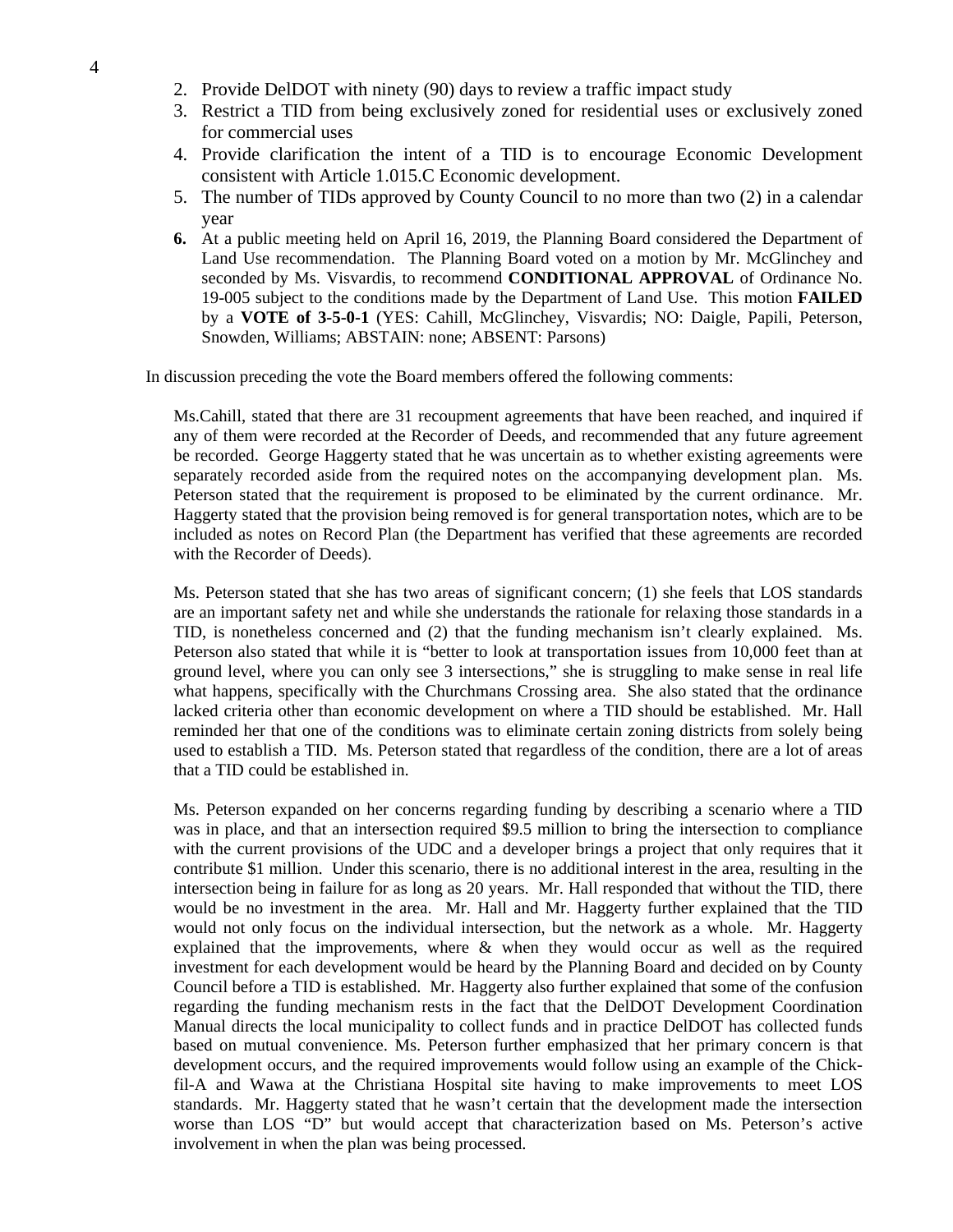2. Provide DelDOT with ninety (90) days to review a traffic impact study
3. Restrict a TID from being exclusively zoned for residential uses or exclusively zoned for commercial uses
4. Provide clarification the intent of a TID is to encourage Economic Development consistent with Article 1.015.C Economic development.
5. The number of TIDs approved by County Council to no more than two (2) in a calendar year
6. At a public meeting held on April 16, 2019, the Planning Board considered the Department of Land Use recommendation. The Planning Board voted on a motion by Mr. McGlinchey and seconded by Ms. Visvardis, to recommend **CONDITIONAL APPROVAL** of Ordinance No. 19-005 subject to the conditions made by the Department of Land Use. This motion **FAILED** by a **VOTE of 3-5-0-1** (YES: Cahill, McGlinchey, Visvardis; NO: Daigle, Papili, Peterson, Snowden, Williams; ABSTAIN: none; ABSENT: Parsons)

In discussion preceding the vote the Board members offered the following comments:

Ms.Cahill, stated that there are 31 recoupment agreements that have been reached, and inquired if any of them were recorded at the Recorder of Deeds, and recommended that any future agreement be recorded. George Haggerty stated that he was uncertain as to whether existing agreements were separately recorded aside from the required notes on the accompanying development plan. Ms. Peterson stated that the requirement is proposed to be eliminated by the current ordinance. Mr. Haggerty stated that the provision being removed is for general transportation notes, which are to be included as notes on Record Plan (the Department has verified that these agreements are recorded with the Recorder of Deeds).

Ms. Peterson stated that she has two areas of significant concern; (1) she feels that LOS standards are an important safety net and while she understands the rationale for relaxing those standards in a TID, is nonetheless concerned and (2) that the funding mechanism isn't clearly explained. Ms. Peterson also stated that while it is "better to look at transportation issues from 10,000 feet than at ground level, where you can only see 3 intersections," she is struggling to make sense in real life what happens, specifically with the Churchmans Crossing area. She also stated that the ordinance lacked criteria other than economic development on where a TID should be established. Mr. Hall reminded her that one of the conditions was to eliminate certain zoning districts from solely being used to establish a TID. Ms. Peterson stated that regardless of the condition, there are a lot of areas that a TID could be established in.

Ms. Peterson expanded on her concerns regarding funding by describing a scenario where a TID was in place, and that an intersection required $9.5 million to bring the intersection to compliance with the current provisions of the UDC and a developer brings a project that only requires that it contribute $1 million. Under this scenario, there is no additional interest in the area, resulting in the intersection being in failure for as long as 20 years. Mr. Hall responded that without the TID, there would be no investment in the area. Mr. Hall and Mr. Haggerty further explained that the TID would not only focus on the individual intersection, but the network as a whole. Mr. Haggerty explained that the improvements, where & when they would occur as well as the required investment for each development would be heard by the Planning Board and decided on by County Council before a TID is established. Mr. Haggerty also further explained that some of the confusion regarding the funding mechanism rests in the fact that the DelDOT Development Coordination Manual directs the local municipality to collect funds and in practice DelDOT has collected funds based on mutual convenience. Ms. Peterson further emphasized that her primary concern is that development occurs, and the required improvements would follow using an example of the Chick-fil-A and Wawa at the Christiana Hospital site having to make improvements to meet LOS standards. Mr. Haggerty stated that he wasn't certain that the development made the intersection worse than LOS "D" but would accept that characterization based on Ms. Peterson's active involvement in when the plan was being processed.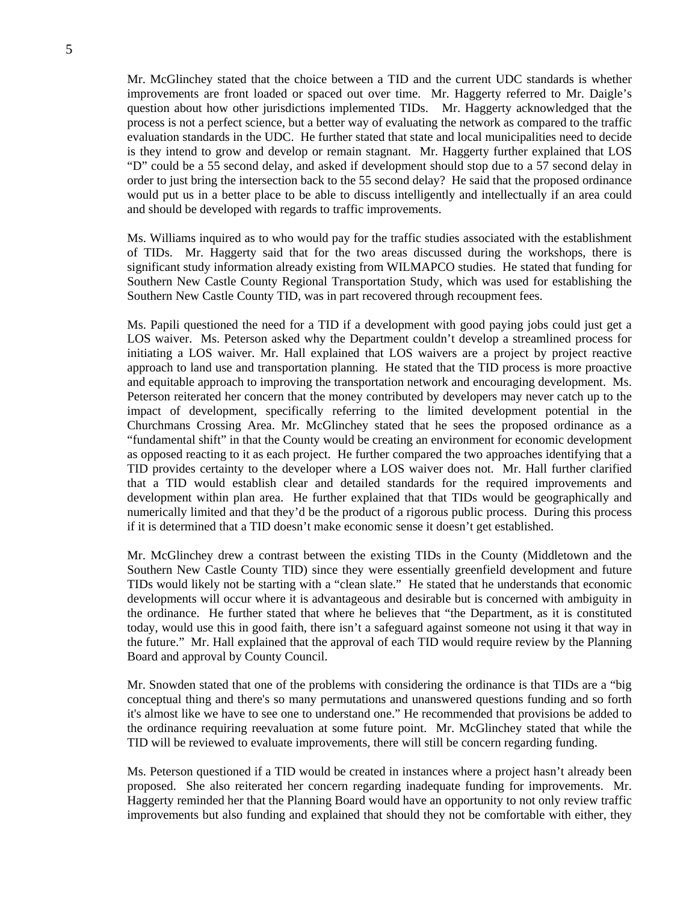Mr. McGlinchey stated that the choice between a TID and the current UDC standards is whether improvements are front loaded or spaced out over time. Mr. Haggerty referred to Mr. Daigle's question about how other jurisdictions implemented TIDs. Mr. Haggerty acknowledged that the process is not a perfect science, but a better way of evaluating the network as compared to the traffic evaluation standards in the UDC. He further stated that state and local municipalities need to decide is they intend to grow and develop or remain stagnant. Mr. Haggerty further explained that LOS "D" could be a 55 second delay, and asked if development should stop due to a 57 second delay in order to just bring the intersection back to the 55 second delay? He said that the proposed ordinance would put us in a better place to be able to discuss intelligently and intellectually if an area could and should be developed with regards to traffic improvements.

Ms. Williams inquired as to who would pay for the traffic studies associated with the establishment of TIDs. Mr. Haggerty said that for the two areas discussed during the workshops, there is significant study information already existing from WILMAPCO studies. He stated that funding for Southern New Castle County Regional Transportation Study, which was used for establishing the Southern New Castle County TID, was in part recovered through recoupment fees.

Ms. Papili questioned the need for a TID if a development with good paying jobs could just get a LOS waiver. Ms. Peterson asked why the Department couldn't develop a streamlined process for initiating a LOS waiver. Mr. Hall explained that LOS waivers are a project by project reactive approach to land use and transportation planning. He stated that the TID process is more proactive and equitable approach to improving the transportation network and encouraging development. Ms. Peterson reiterated her concern that the money contributed by developers may never catch up to the impact of development, specifically referring to the limited development potential in the Churchmans Crossing Area. Mr. McGlinchey stated that he sees the proposed ordinance as a "fundamental shift" in that the County would be creating an environment for economic development as opposed reacting to it as each project. He further compared the two approaches identifying that a TID provides certainty to the developer where a LOS waiver does not. Mr. Hall further clarified that a TID would establish clear and detailed standards for the required improvements and development within plan area. He further explained that that TIDs would be geographically and numerically limited and that they'd be the product of a rigorous public process. During this process if it is determined that a TID doesn't make economic sense it doesn't get established.

Mr. McGlinchey drew a contrast between the existing TIDs in the County (Middletown and the Southern New Castle County TID) since they were essentially greenfield development and future TIDs would likely not be starting with a "clean slate." He stated that he understands that economic developments will occur where it is advantageous and desirable but is concerned with ambiguity in the ordinance. He further stated that where he believes that "the Department, as it is constituted today, would use this in good faith, there isn't a safeguard against someone not using it that way in the future." Mr. Hall explained that the approval of each TID would require review by the Planning Board and approval by County Council.

Mr. Snowden stated that one of the problems with considering the ordinance is that TIDs are a "big conceptual thing and there's so many permutations and unanswered questions funding and so forth it's almost like we have to see one to understand one." He recommended that provisions be added to the ordinance requiring reevaluation at some future point. Mr. McGlinchey stated that while the TID will be reviewed to evaluate improvements, there will still be concern regarding funding.

Ms. Peterson questioned if a TID would be created in instances where a project hasn't already been proposed. She also reiterated her concern regarding inadequate funding for improvements. Mr. Haggerty reminded her that the Planning Board would have an opportunity to not only review traffic improvements but also funding and explained that should they not be comfortable with either, they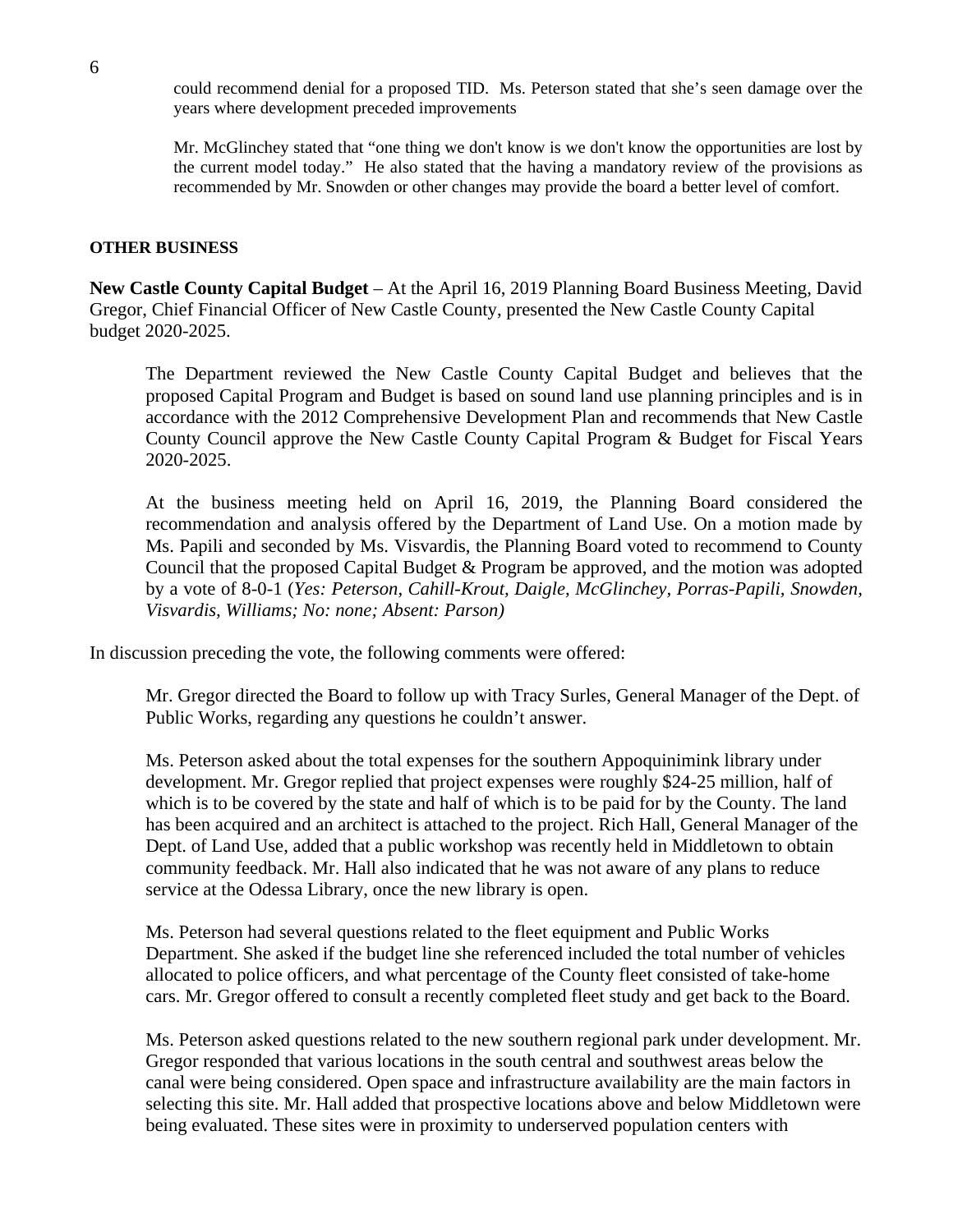could recommend denial for a proposed TID. Ms. Peterson stated that she's seen damage over the years where development preceded improvements

Mr. McGlinchey stated that "one thing we don't know is we don't know the opportunities are lost by the current model today." He also stated that the having a mandatory review of the provisions as recommended by Mr. Snowden or other changes may provide the board a better level of comfort.

**OTHER BUSINESS**

**New Castle County Capital Budget** – At the April 16, 2019 Planning Board Business Meeting, David Gregor, Chief Financial Officer of New Castle County, presented the New Castle County Capital budget 2020-2025.

The Department reviewed the New Castle County Capital Budget and believes that the proposed Capital Program and Budget is based on sound land use planning principles and is in accordance with the 2012 Comprehensive Development Plan and recommends that New Castle County Council approve the New Castle County Capital Program & Budget for Fiscal Years 2020-2025.

At the business meeting held on April 16, 2019, the Planning Board considered the recommendation and analysis offered by the Department of Land Use. On a motion made by Ms. Papili and seconded by Ms. Visvardis, the Planning Board voted to recommend to County Council that the proposed Capital Budget & Program be approved, and the motion was adopted by a vote of 8-0-1 (*Yes: Peterson, Cahill-Krout, Daigle, McGlinchey, Porras-Papili, Snowden, Visvardis, Williams; No: none; Absent: Parson)*

In discussion preceding the vote, the following comments were offered:

Mr. Gregor directed the Board to follow up with Tracy Surles, General Manager of the Dept. of Public Works, regarding any questions he couldn't answer.

Ms. Peterson asked about the total expenses for the southern Appoquinimink library under development. Mr. Gregor replied that project expenses were roughly $24-25 million, half of which is to be covered by the state and half of which is to be paid for by the County. The land has been acquired and an architect is attached to the project. Rich Hall, General Manager of the Dept. of Land Use, added that a public workshop was recently held in Middletown to obtain community feedback. Mr. Hall also indicated that he was not aware of any plans to reduce service at the Odessa Library, once the new library is open.

Ms. Peterson had several questions related to the fleet equipment and Public Works Department. She asked if the budget line she referenced included the total number of vehicles allocated to police officers, and what percentage of the County fleet consisted of take-home cars. Mr. Gregor offered to consult a recently completed fleet study and get back to the Board.

Ms. Peterson asked questions related to the new southern regional park under development. Mr. Gregor responded that various locations in the south central and southwest areas below the canal were being considered. Open space and infrastructure availability are the main factors in selecting this site. Mr. Hall added that prospective locations above and below Middletown were being evaluated. These sites were in proximity to underserved population centers with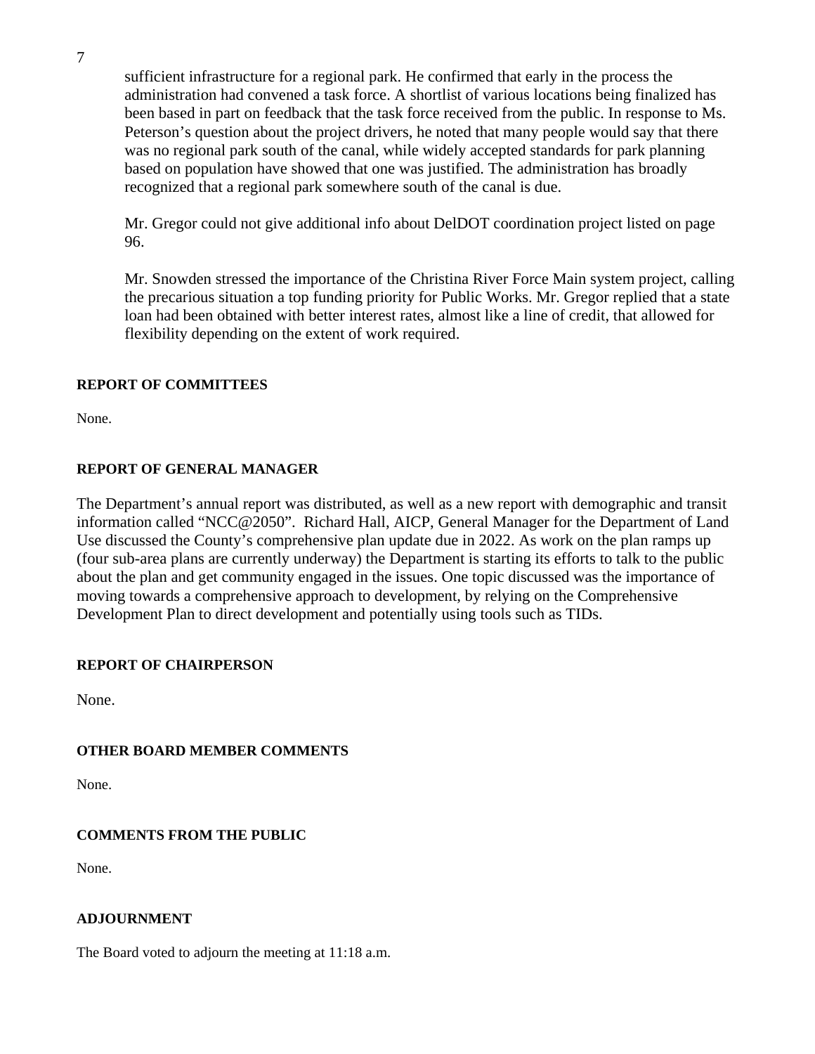sufficient infrastructure for a regional park. He confirmed that early in the process the administration had convened a task force. A shortlist of various locations being finalized has been based in part on feedback that the task force received from the public. In response to Ms. Peterson's question about the project drivers, he noted that many people would say that there was no regional park south of the canal, while widely accepted standards for park planning based on population have showed that one was justified. The administration has broadly recognized that a regional park somewhere south of the canal is due.

Mr. Gregor could not give additional info about DelDOT coordination project listed on page 96.

Mr. Snowden stressed the importance of the Christina River Force Main system project, calling the precarious situation a top funding priority for Public Works. Mr. Gregor replied that a state loan had been obtained with better interest rates, almost like a line of credit, that allowed for flexibility depending on the extent of work required.

**REPORT OF COMMITTEES**

None.

**REPORT OF GENERAL MANAGER**

The Department's annual report was distributed, as well as a new report with demographic and transit information called "NCC@2050". Richard Hall, AICP, General Manager for the Department of Land Use discussed the County's comprehensive plan update due in 2022. As work on the plan ramps up (four sub-area plans are currently underway) the Department is starting its efforts to talk to the public about the plan and get community engaged in the issues. One topic discussed was the importance of moving towards a comprehensive approach to development, by relying on the Comprehensive Development Plan to direct development and potentially using tools such as TIDs.

**REPORT OF CHAIRPERSON**

None.

**OTHER BOARD MEMBER COMMENTS**

None.

**COMMENTS FROM THE PUBLIC**

None.

**ADJOURNMENT**

The Board voted to adjourn the meeting at 11:18 a.m.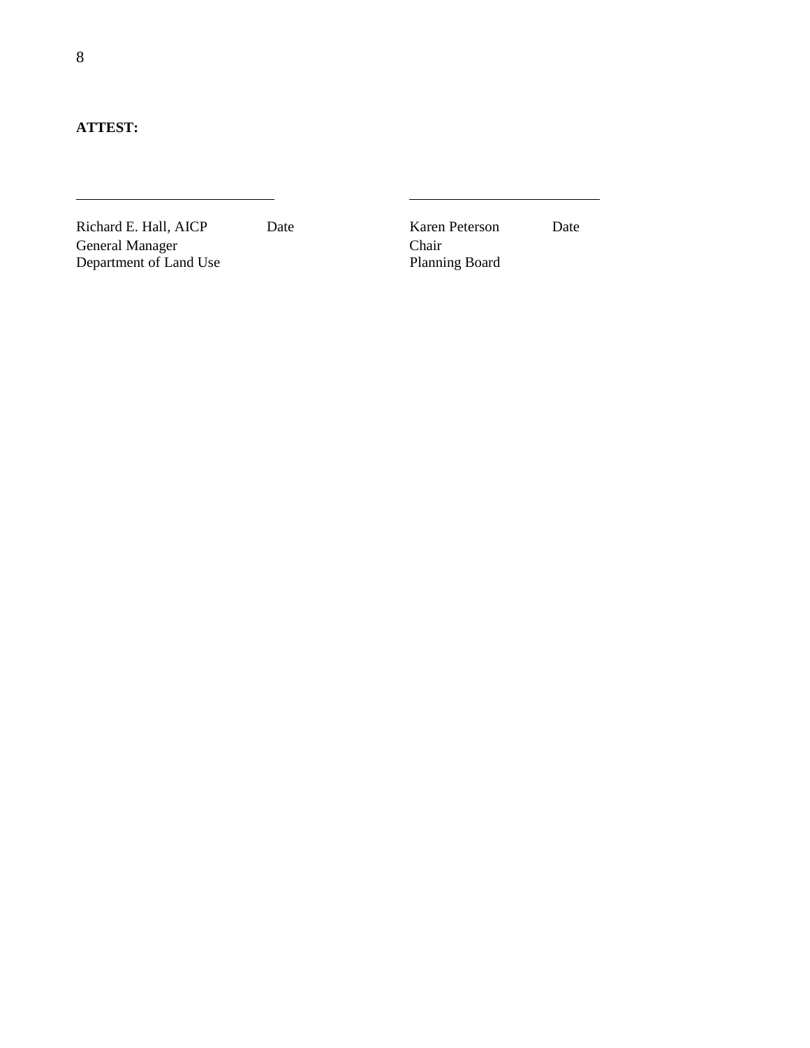**ATTEST:**

| | | | |
|---|---|---|---|
| Richard E. Hall, AICP | Date | Karen Peterson | Date |
| General Manager | | Chair | |
| Department of Land Use | | Planning Board | |